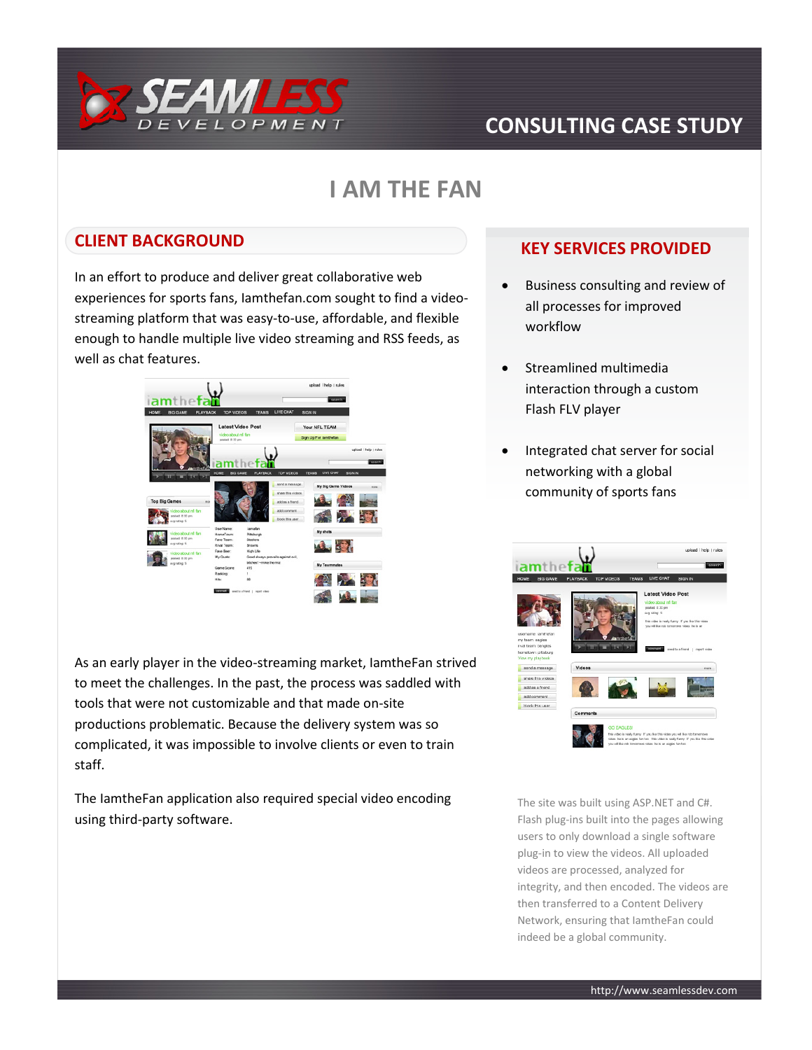# CONSULTING CASE STUDY

# I AM THE FAN

## CLIENT BACKGROUND

In an effort to produce and deliver great collaborative web experiences for sports fans, Iamthefan.com sought to find a video-streaming platform that was easy-to-use, affordable, and flexible enough to handle multiple live video streaming and RSS feeds, as well as chat features.

As an early player in the video-streaming market, IamtheFan strived to meet the challenges. In the past, the process was saddled with tools that were not customizable and that made on-site productions problematic. Because the delivery system was so complicated, it was impossible to involve clients or even to train staff.

The IamtheFan application also required special video encoding using third-party software.

## KEY SERVICES PROVIDED

- Business consulting and review of all processes for improved workflow
- Streamlined multimedia interaction through a custom Flash FLV player
- Integrated chat server for social networking with a global community of sports fans

The site was built using ASP.NET and C#. Flash plug-ins built into the pages allowing users to only download a single software plug-in to view the videos. All uploaded videos are processed, analyzed for integrity, and then encoded. The videos are then transferred to a Content Delivery Network, ensuring that IamtheFan could indeed be a global community.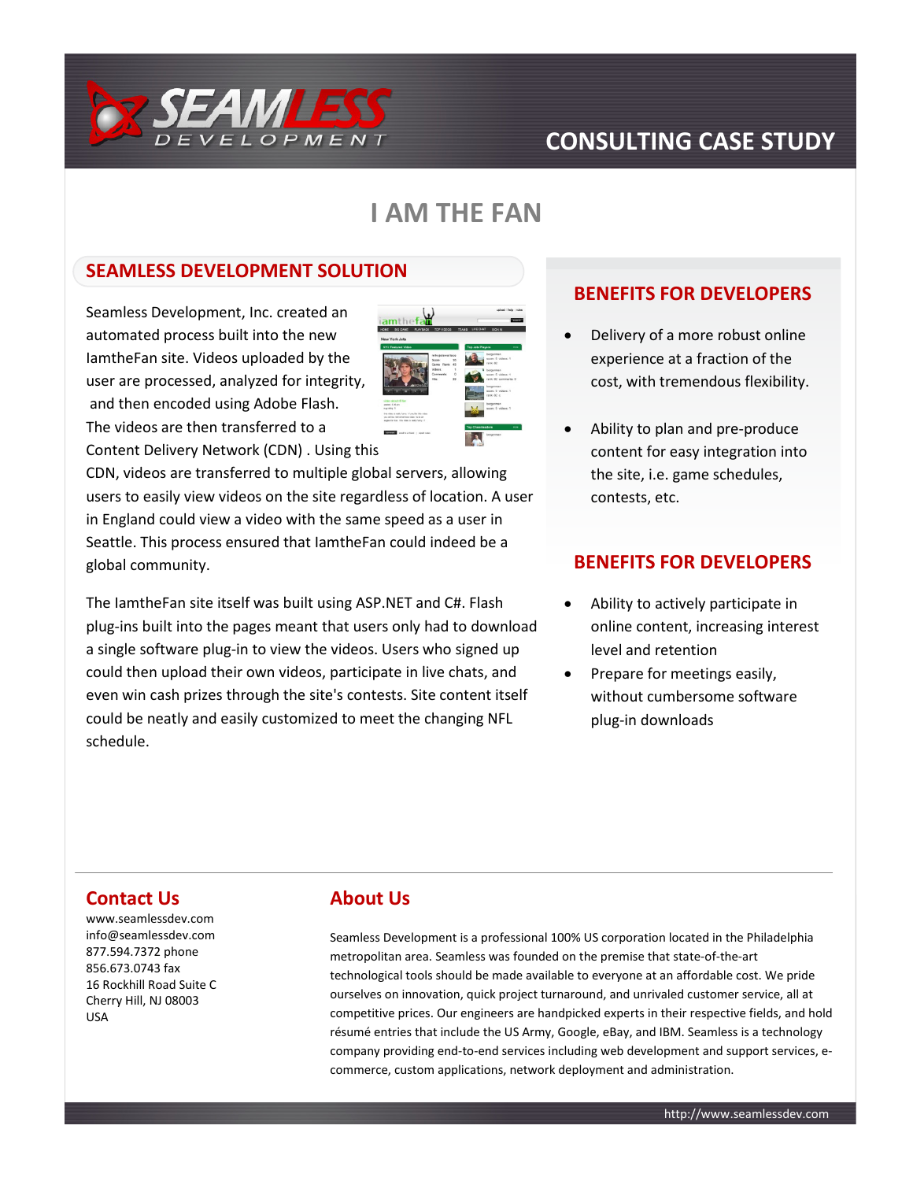# CONSULTING CASE STUDY

# I AM THE FAN

## SEAMLESS DEVELOPMENT SOLUTION

Seamless Development, Inc. created an automated process built into the new IamtheFan site. Videos uploaded by the user are processed, analyzed for integrity, and then encoded using Adobe Flash. The videos are then transferred to a Content Delivery Network (CDN) . Using this CDN, videos are transferred to multiple global servers, allowing users to easily view videos on the site regardless of location. A user in England could view a video with the same speed as a user in Seattle. This process ensured that IamtheFan could indeed be a global community.

The IamtheFan site itself was built using ASP.NET and C#. Flash plug-ins built into the pages meant that users only had to download a single software plug-in to view the videos. Users who signed up could then upload their own videos, participate in live chats, and even win cash prizes through the site's contests. Site content itself could be neatly and easily customized to meet the changing NFL schedule.

## BENEFITS FOR DEVELOPERS

- Delivery of a more robust online experience at a fraction of the cost, with tremendous flexibility.
- Ability to plan and pre-produce content for easy integration into the site, i.e. game schedules, contests, etc.

## BENEFITS FOR DEVELOPERS

- Ability to actively participate in online content, increasing interest level and retention
- Prepare for meetings easily, without cumbersome software plug-in downloads

## Contact Us

www.seamlessdev.com
info@seamlessdev.com
877.594.7372 phone
856.673.0743 fax
16 Rockhill Road Suite C
Cherry Hill, NJ 08003
USA

## About Us

Seamless Development is a professional 100% US corporation located in the Philadelphia metropolitan area. Seamless was founded on the premise that state-of-the-art technological tools should be made available to everyone at an affordable cost. We pride ourselves on innovation, quick project turnaround, and unrivaled customer service, all at competitive prices. Our engineers are handpicked experts in their respective fields, and hold résumé entries that include the US Army, Google, eBay, and IBM. Seamless is a technology company providing end-to-end services including web development and support services, e-commerce, custom applications, network deployment and administration.

http://www.seamlessdev.com